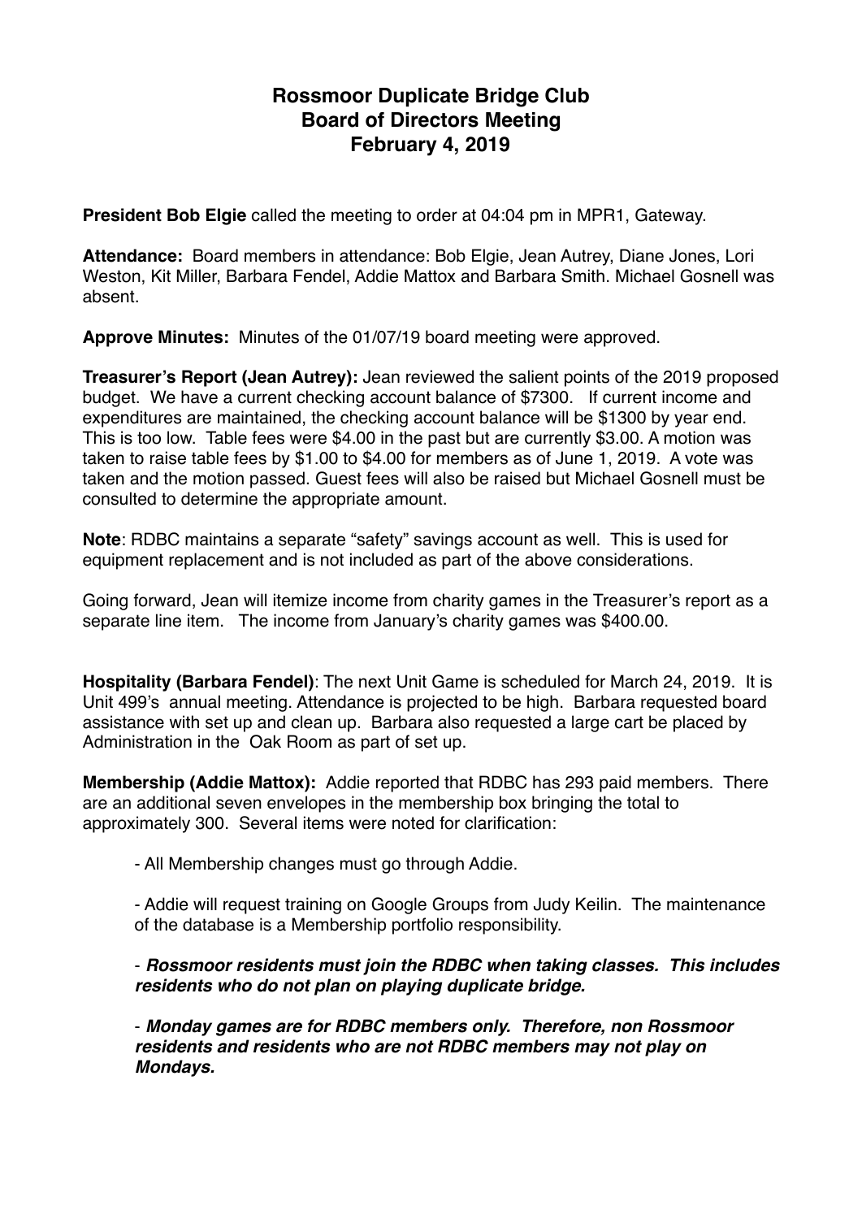# Rossmoor Duplicate Bridge Club
# Board of Directors Meeting
# February 4, 2019

**President Bob Elgie** called the meeting to order at 04:04 pm in MPR1, Gateway.

**Attendance:** Board members in attendance: Bob Elgie, Jean Autrey, Diane Jones, Lori Weston, Kit Miller, Barbara Fendel, Addie Mattox and Barbara Smith. Michael Gosnell was absent.

**Approve Minutes:** Minutes of the 01/07/19 board meeting were approved.

**Treasurer's Report (Jean Autrey):** Jean reviewed the salient points of the 2019 proposed budget. We have a current checking account balance of $7300. If current income and expenditures are maintained, the checking account balance will be $1300 by year end. This is too low. Table fees were $4.00 in the past but are currently $3.00. A motion was taken to raise table fees by $1.00 to $4.00 for members as of June 1, 2019. A vote was taken and the motion passed. Guest fees will also be raised but Michael Gosnell must be consulted to determine the appropriate amount.

**Note**: RDBC maintains a separate "safety" savings account as well. This is used for equipment replacement and is not included as part of the above considerations.

Going forward, Jean will itemize income from charity games in the Treasurer's report as a separate line item. The income from January's charity games was $400.00.

**Hospitality (Barbara Fendel)**: The next Unit Game is scheduled for March 24, 2019. It is Unit 499's annual meeting. Attendance is projected to be high. Barbara requested board assistance with set up and clean up. Barbara also requested a large cart be placed by Administration in the Oak Room as part of set up.

**Membership (Addie Mattox):** Addie reported that RDBC has 293 paid members. There are an additional seven envelopes in the membership box bringing the total to approximately 300. Several items were noted for clarification:

- All Membership changes must go through Addie.

- Addie will request training on Google Groups from Judy Keilin. The maintenance of the database is a Membership portfolio responsibility.

- ***Rossmoor residents must join the RDBC when taking classes. This includes residents who do not plan on playing duplicate bridge.***

- ***Monday games are for RDBC members only. Therefore, non Rossmoor residents and residents who are not RDBC members may not play on Mondays.***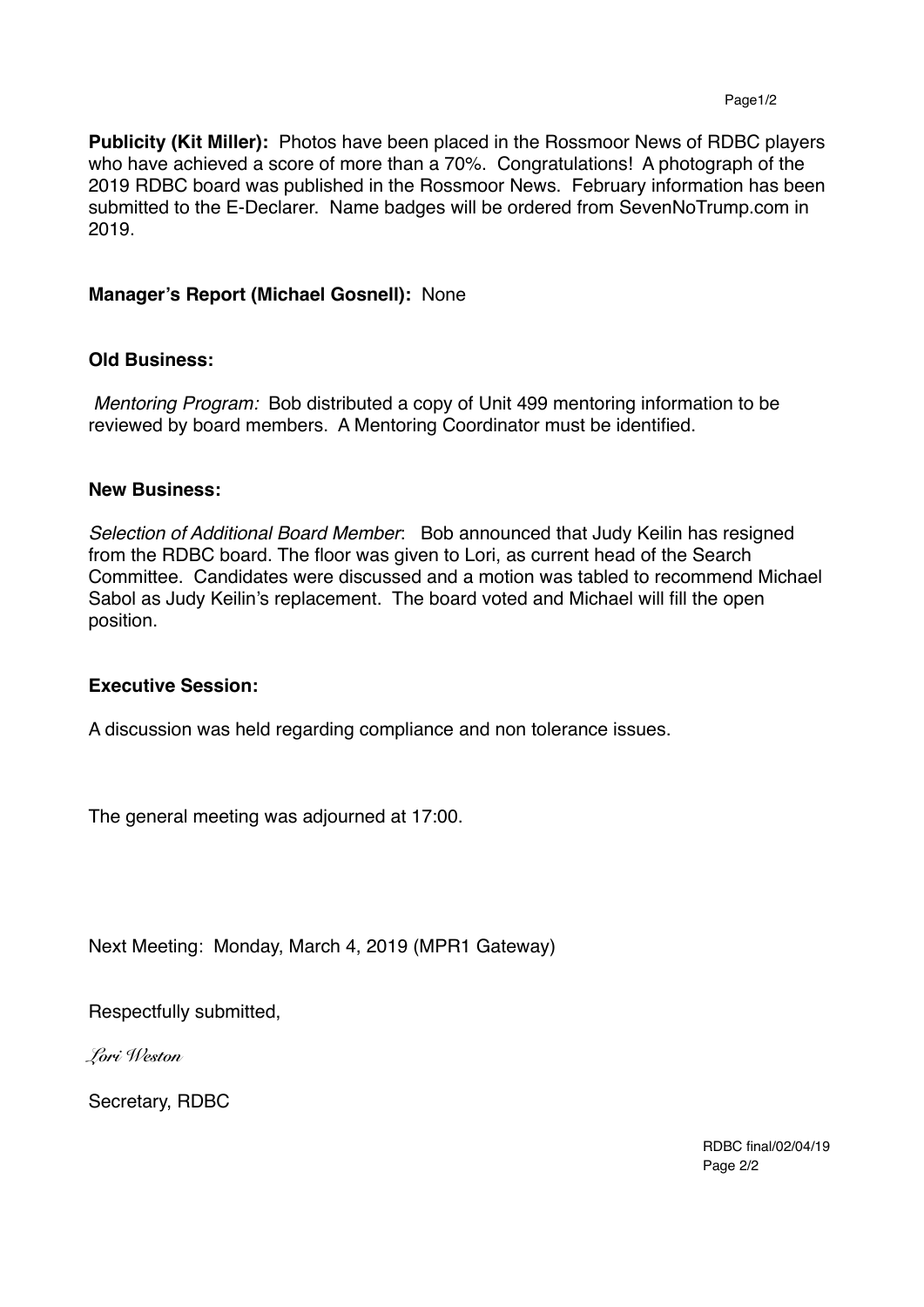**Publicity (Kit Miller):** Photos have been placed in the Rossmoor News of RDBC players who have achieved a score of more than a 70%. Congratulations! A photograph of the 2019 RDBC board was published in the Rossmoor News. February information has been submitted to the E-Declarer. Name badges will be ordered from SevenNoTrump.com in 2019.

**Manager's Report (Michael Gosnell):** None

**Old Business:**

*Mentoring Program:* Bob distributed a copy of Unit 499 mentoring information to be reviewed by board members. A Mentoring Coordinator must be identified.

**New Business:**

*Selection of Additional Board Member*: Bob announced that Judy Keilin has resigned from the RDBC board. The floor was given to Lori, as current head of the Search Committee. Candidates were discussed and a motion was tabled to recommend Michael Sabol as Judy Keilin's replacement. The board voted and Michael will fill the open position.

**Executive Session:**

A discussion was held regarding compliance and non tolerance issues.

The general meeting was adjourned at 17:00.

Next Meeting: Monday, March 4, 2019 (MPR1 Gateway)

Respectfully submitted,

*Lori Weston*

Secretary, RDBC

RDBC final/02/04/19